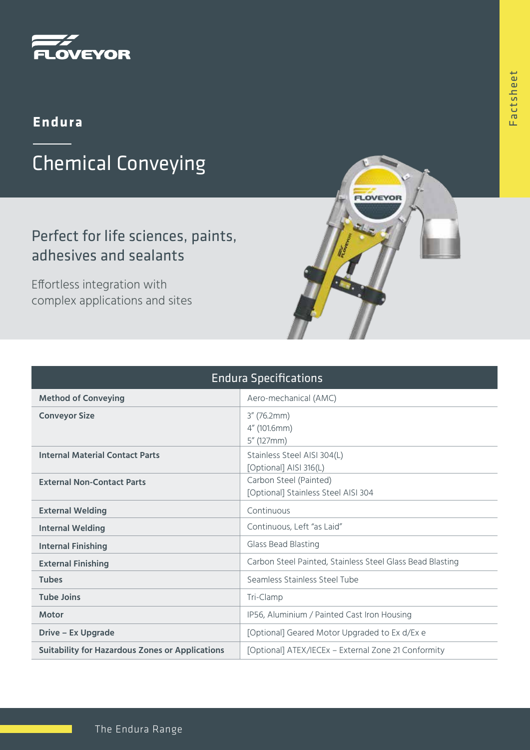FLOVEYOR

Factsheet

## Endura

# Chemical Conveying

## Perfect for life sciences, paints, adhesives and sealants

Effortless integration with complex applications and sites

| Endura Specifications | |
|---|---|
| **Method of Conveying** | Aero-mechanical (AMC) |
| **Conveyor Size** | 3" (76.2mm)<br>4" (101.6mm)<br>5" (127mm) |
| **Internal Material Contact Parts** | Stainless Steel AISI 304(L)<br>[Optional] AISI 316(L) |
| **External Non-Contact Parts** | Carbon Steel (Painted)<br>[Optional] Stainless Steel AISI 304 |
| **External Welding** | Continuous |
| **Internal Welding** | Continuous, Left "as Laid" |
| **Internal Finishing** | Glass Bead Blasting |
| **External Finishing** | Carbon Steel Painted, Stainless Steel Glass Bead Blasting |
| **Tubes** | Seamless Stainless Steel Tube |
| **Tube Joins** | Tri-Clamp |
| **Motor** | IP56, Aluminium / Painted Cast Iron Housing |
| **Drive – Ex Upgrade** | [Optional] Geared Motor Upgraded to Ex d/Ex e |
| **Suitability for Hazardous Zones or Applications** | [Optional] ATEX/IECEx – External Zone 21 Conformity |

The Endura Range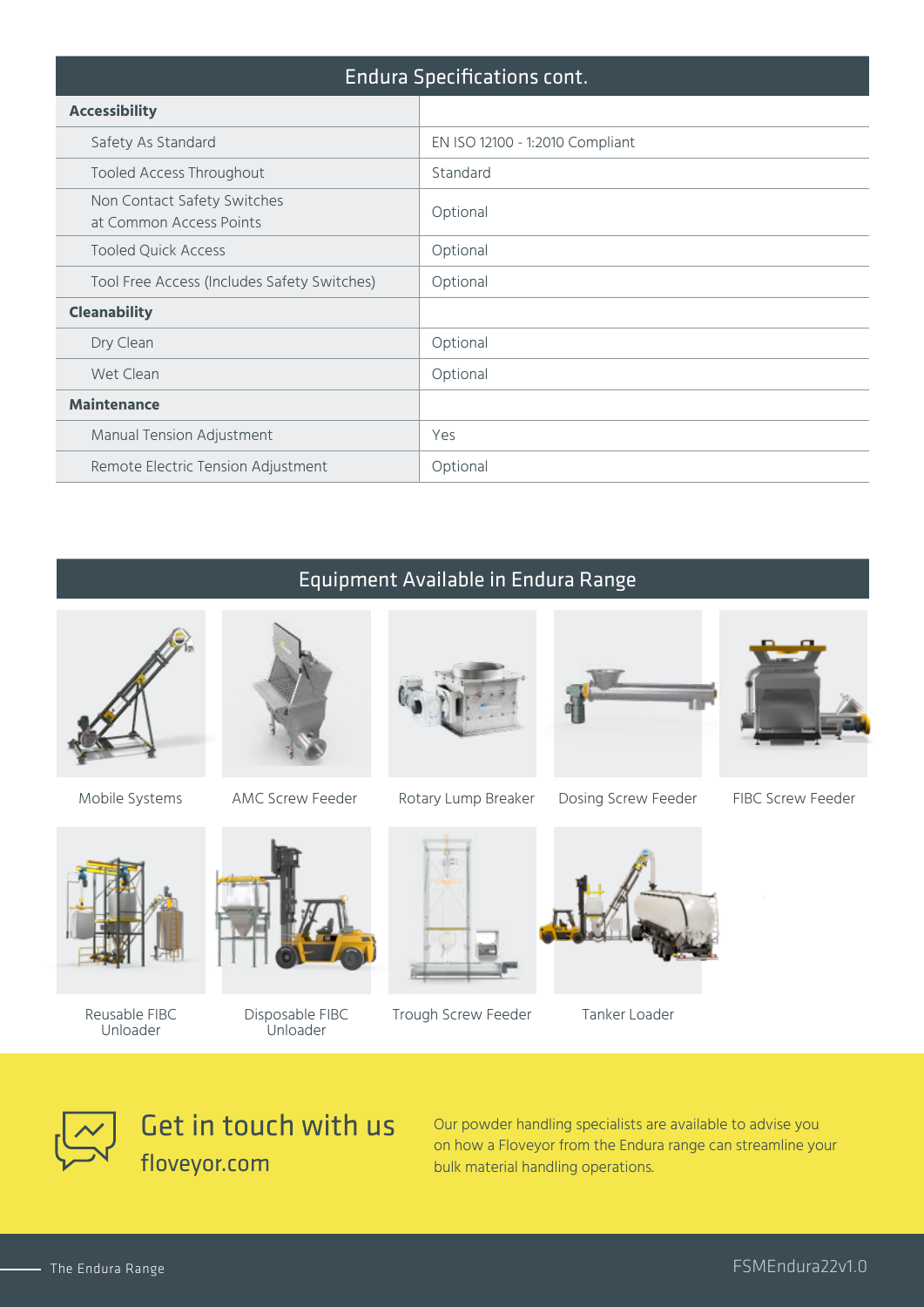## Endura Specifications cont.

| | |
|---|---|
| **Accessibility** | |
| Safety As Standard | EN ISO 12100 - 1:2010 Compliant |
| Tooled Access Throughout | Standard |
| Non Contact Safety Switches at Common Access Points | Optional |
| Tooled Quick Access | Optional |
| Tool Free Access (Includes Safety Switches) | Optional |
| **Cleanability** | |
| Dry Clean | Optional |
| Wet Clean | Optional |
| **Maintenance** | |
| Manual Tension Adjustment | Yes |
| Remote Electric Tension Adjustment | Optional |

## Equipment Available in Endura Range

Mobile Systems

AMC Screw Feeder

Rotary Lump Breaker

Dosing Screw Feeder

FIBC Screw Feeder

Reusable FIBC Unloader

Disposable FIBC Unloader

Trough Screw Feeder

Tanker Loader

## Get in touch with us

floveyor.com

Our powder handling specialists are available to advise you on how a Floveyor from the Endura range can streamline your bulk material handling operations.

FSMEndura22v1.0